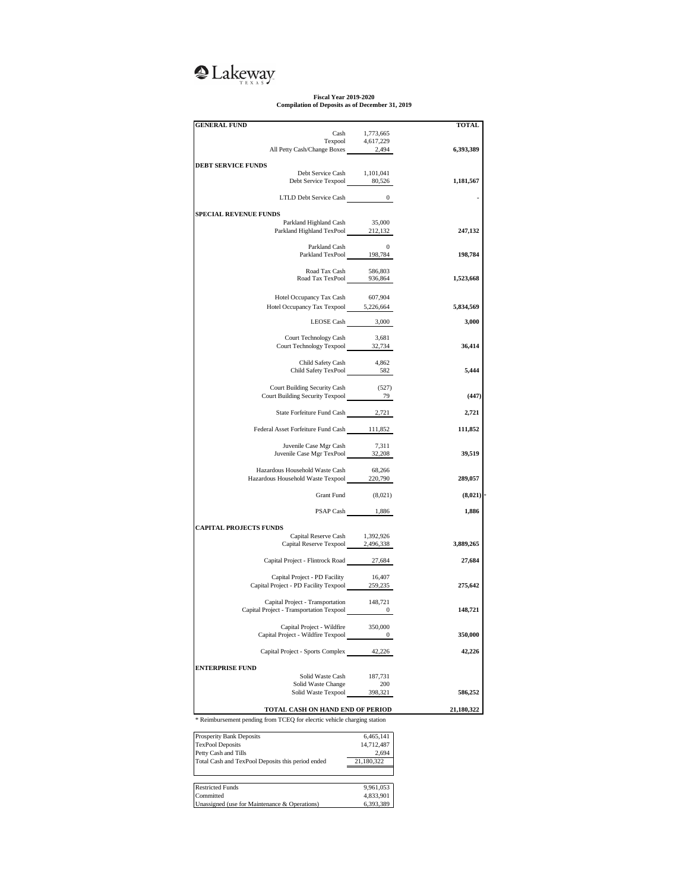# Lakeway TEXAS

**Fiscal Year 2019-2020**
**Compilation of Deposits as of December 31, 2019**

| GENERAL FUND | | TOTAL |
|---|---|---|
| Cash | 1,773,665 | |
| Texpool | 4,617,229 | |
| All Petty Cash/Change Boxes | 2,494 | **6,393,389** |
| **DEBT SERVICE FUNDS** | | |
| Debt Service Cash | 1,101,041 | |
| Debt Service Texpool | 80,526 | **1,181,567** |
| LTLD Debt Service Cash | 0 | - |
| **SPECIAL REVENUE FUNDS** | | |
| Parkland Highland Cash | 35,000 | |
| Parkland Highland TexPool | 212,132 | **247,132** |
| Parkland Cash | 0 | |
| Parkland TexPool | 198,784 | **198,784** |
| Road Tax Cash | 586,803 | |
| Road Tax TexPool | 936,864 | **1,523,668** |
| Hotel Occupancy Tax Cash | 607,904 | |
| Hotel Occupancy Tax Texpool | 5,226,664 | **5,834,569** |
| LEOSE Cash | 3,000 | **3,000** |
| Court Technology Cash | 3,681 | |
| Court Technology Texpool | 32,734 | **36,414** |
| Child Safety Cash | 4,862 | |
| Child Safety TexPool | 582 | **5,444** |
| Court Building Security Cash | (527) | |
| Court Building Security Texpool | 79 | **(447)** |
| State Forfeiture Fund Cash | 2,721 | **2,721** |
| Federal Asset Forfeiture Fund Cash | 111,852 | **111,852** |
| Juvenile Case Mgr Cash | 7,311 | |
| Juvenile Case Mgr TexPool | 32,208 | **39,519** |
| Hazardous Household Waste Cash | 68,266 | |
| Hazardous Household Waste Texpool | 220,790 | **289,057** |
| Grant Fund | (8,021) | **(8,021)** * |
| PSAP Cash | 1,886 | **1,886** |
| **CAPITAL PROJECTS FUNDS** | | |
| Capital Reserve Cash | 1,392,926 | |
| Capital Reserve Texpool | 2,496,338 | **3,889,265** |
| Capital Project - Flintrock Road | 27,684 | **27,684** |
| Capital Project - PD Facility | 16,407 | |
| Capital Project - PD Facility Texpool | 259,235 | **275,642** |
| Capital Project - Transportation | 148,721 | |
| Capital Project - Transportation Texpool | 0 | **148,721** |
| Capital Project - Wildfire | 350,000 | |
| Capital Project - Wildfire Texpool | 0 | **350,000** |
| Capital Project - Sports Complex | 42,226 | **42,226** |
| **ENTERPRISE FUND** | | |
| Solid Waste Cash | 187,731 | |
| Solid Waste Change | 200 | |
| Solid Waste Texpool | 398,321 | **586,252** |
| **TOTAL CASH ON HAND END OF PERIOD** | | **21,180,322** |

* Reimbursement pending from TCEQ for elecrtic vehicle charging station

| | |
|---|---|
| Prosperity Bank Deposits | 6,465,141 |
| TexPool Deposits | 14,712,487 |
| Petty Cash and Tills | 2,694 |
| Total Cash and TexPool Deposits this period ended | 21,180,322 |

| | |
|---|---|
| Restricted Funds | 9,961,053 |
| Committed | 4,833,901 |
| Unassigned (use for Maintenance & Operations) | 6,393,389 |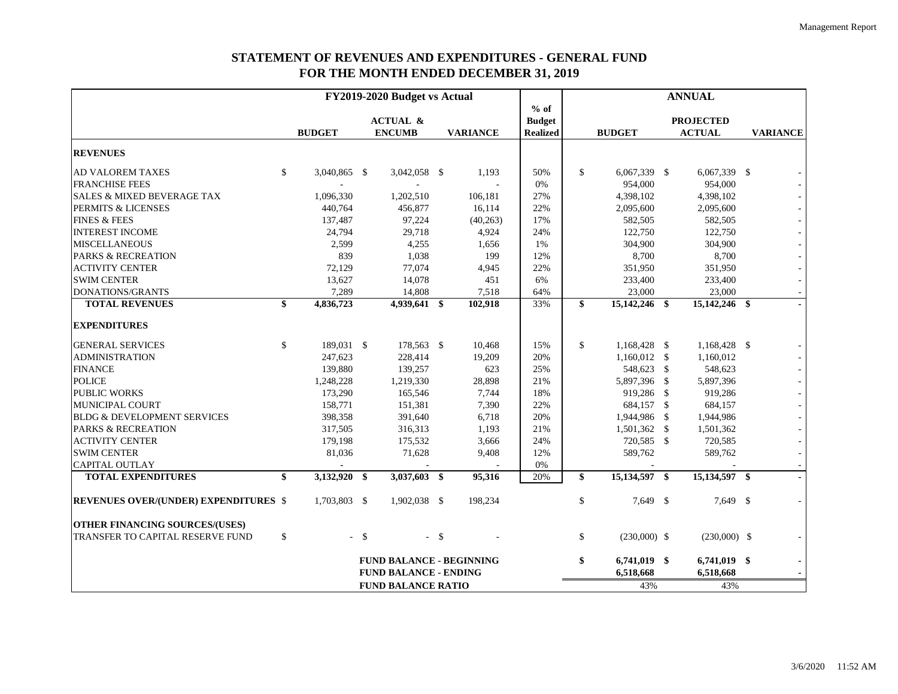# STATEMENT OF REVENUES AND EXPENDITURES - GENERAL FUND
# FOR THE MONTH ENDED DECEMBER 31, 2019

| | FY2019-2020 Budget vs Actual | | | % of | ANNUAL | | |
|---|---|---|---|---|---|---|---|
| | **BUDGET** | **ACTUAL & ENCUMB** | **VARIANCE** | **Budget Realized** | **BUDGET** | **PROJECTED ACTUAL** | **VARIANCE** |
| **REVENUES** | | | | | | | |
| AD VALOREM TAXES | $ 3,040,865 | $ 3,042,058 | $ 1,193 | 50% | $ 6,067,339 | $ 6,067,339 | $ - |
| FRANCHISE FEES | - | - | - | 0% | 954,000 | 954,000 | - |
| SALES & MIXED BEVERAGE TAX | 1,096,330 | 1,202,510 | 106,181 | 27% | 4,398,102 | 4,398,102 | - |
| PERMITS & LICENSES | 440,764 | 456,877 | 16,114 | 22% | 2,095,600 | 2,095,600 | - |
| FINES & FEES | 137,487 | 97,224 | (40,263) | 17% | 582,505 | 582,505 | - |
| INTEREST INCOME | 24,794 | 29,718 | 4,924 | 24% | 122,750 | 122,750 | - |
| MISCELLANEOUS | 2,599 | 4,255 | 1,656 | 1% | 304,900 | 304,900 | - |
| PARKS & RECREATION | 839 | 1,038 | 199 | 12% | 8,700 | 8,700 | - |
| ACTIVITY CENTER | 72,129 | 77,074 | 4,945 | 22% | 351,950 | 351,950 | - |
| SWIM CENTER | 13,627 | 14,078 | 451 | 6% | 233,400 | 233,400 | - |
| DONATIONS/GRANTS | 7,289 | 14,808 | 7,518 | 64% | 23,000 | 23,000 | - |
| **TOTAL REVENUES** | **$ 4,836,723** | **4,939,641** | **$ 102,918** | 33% | **$ 15,142,246** | **$ 15,142,246** | **$ -** |
| **EXPENDITURES** | | | | | | | |
| GENERAL SERVICES | $ 189,031 | $ 178,563 | $ 10,468 | 15% | $ 1,168,428 | $ 1,168,428 | $ - |
| ADMINISTRATION | 247,623 | 228,414 | 19,209 | 20% | 1,160,012 | $ 1,160,012 | - |
| FINANCE | 139,880 | 139,257 | 623 | 25% | 548,623 | $ 548,623 | - |
| POLICE | 1,248,228 | 1,219,330 | 28,898 | 21% | 5,897,396 | $ 5,897,396 | - |
| PUBLIC WORKS | 173,290 | 165,546 | 7,744 | 18% | 919,286 | $ 919,286 | - |
| MUNICIPAL COURT | 158,771 | 151,381 | 7,390 | 22% | 684,157 | $ 684,157 | - |
| BLDG & DEVELOPMENT SERVICES | 398,358 | 391,640 | 6,718 | 20% | 1,944,986 | $ 1,944,986 | - |
| PARKS & RECREATION | 317,505 | 316,313 | 1,193 | 21% | 1,501,362 | $ 1,501,362 | - |
| ACTIVITY CENTER | 179,198 | 175,532 | 3,666 | 24% | 720,585 | $ 720,585 | - |
| SWIM CENTER | 81,036 | 71,628 | 9,408 | 12% | 589,762 | 589,762 | - |
| CAPITAL OUTLAY | - | - | - | 0% | - | - | - |
| **TOTAL EXPENDITURES** | **$ 3,132,920** | **$ 3,037,603** | **$ 95,316** | 20% | **$ 15,134,597** | **$ 15,134,597** | **$ -** |
| **REVENUES OVER/(UNDER) EXPENDITURES** | $ 1,703,803 | $ 1,902,038 | $ 198,234 | | $ 7,649 | $ 7,649 | $ - |
| **OTHER FINANCING SOURCES/(USES)** | | | | | | | |
| TRANSFER TO CAPITAL RESERVE FUND | $ - | $ - | $ - | | $ (230,000) | $ (230,000) | $ - |
| | | **FUND BALANCE - BEGINNING** | | | **$ 6,741,019** | **$ 6,741,019** | **$ -** |
| | | **FUND BALANCE - ENDING** | | | **6,518,668** | **6,518,668** | **-** |
| | | **FUND BALANCE RATIO** | | | 43% | 43% | |